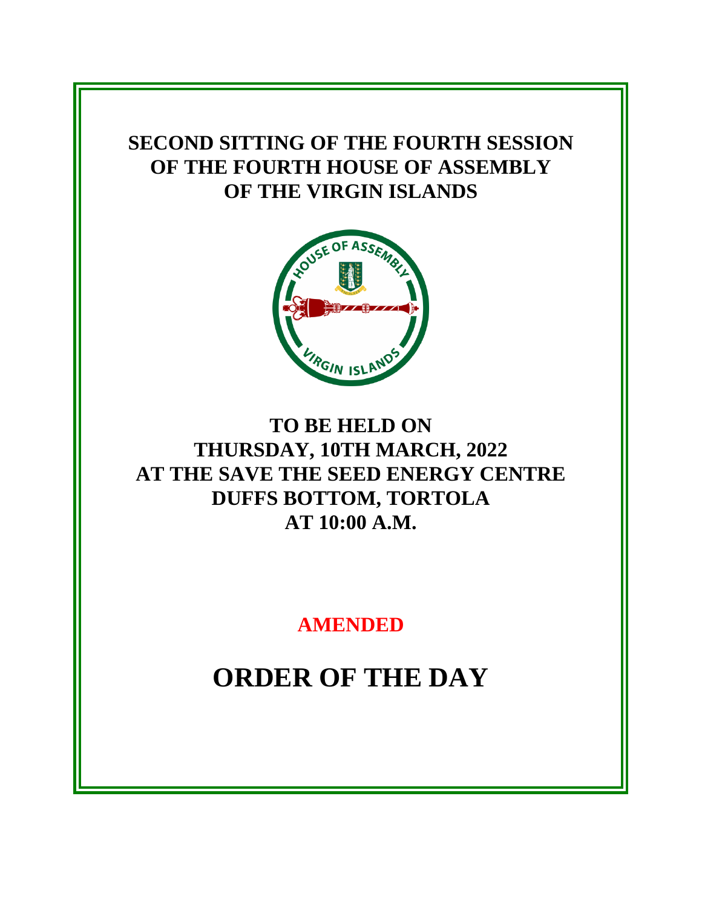# SECOND SITTING OF THE FOURTH SESSION OF THE FOURTH HOUSE OF ASSEMBLY OF THE VIRGIN ISLANDS

## TO BE HELD ON THURSDAY, 10TH MARCH, 2022 AT THE SAVE THE SEED ENERGY CENTRE DUFFS BOTTOM, TORTOLA AT 10:00 A.M.

**AMENDED**

# ORDER OF THE DAY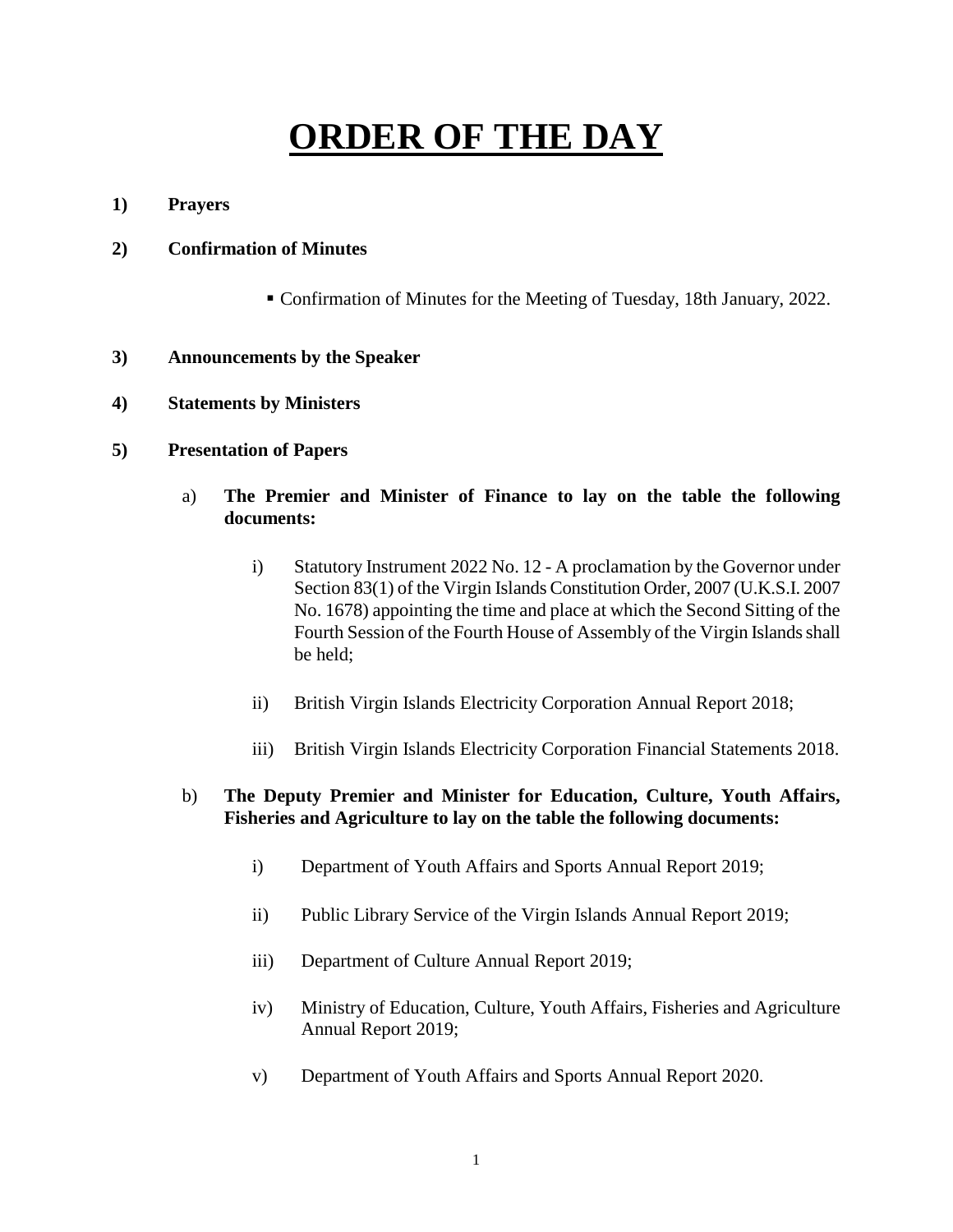# ORDER OF THE DAY

**1) Prayers**

**2) Confirmation of Minutes**

- Confirmation of Minutes for the Meeting of Tuesday, 18th January, 2022.

**3) Announcements by the Speaker**

**4) Statements by Ministers**

**5) Presentation of Papers**

a) **The Premier and Minister of Finance to lay on the table the following documents:**

i) Statutory Instrument 2022 No. 12 - A proclamation by the Governor under Section 83(1) of the Virgin Islands Constitution Order, 2007 (U.K.S.I. 2007 No. 1678) appointing the time and place at which the Second Sitting of the Fourth Session of the Fourth House of Assembly of the Virgin Islands shall be held;

ii) British Virgin Islands Electricity Corporation Annual Report 2018;

iii) British Virgin Islands Electricity Corporation Financial Statements 2018.

b) **The Deputy Premier and Minister for Education, Culture, Youth Affairs, Fisheries and Agriculture to lay on the table the following documents:**

i) Department of Youth Affairs and Sports Annual Report 2019;

ii) Public Library Service of the Virgin Islands Annual Report 2019;

iii) Department of Culture Annual Report 2019;

iv) Ministry of Education, Culture, Youth Affairs, Fisheries and Agriculture Annual Report 2019;

v) Department of Youth Affairs and Sports Annual Report 2020.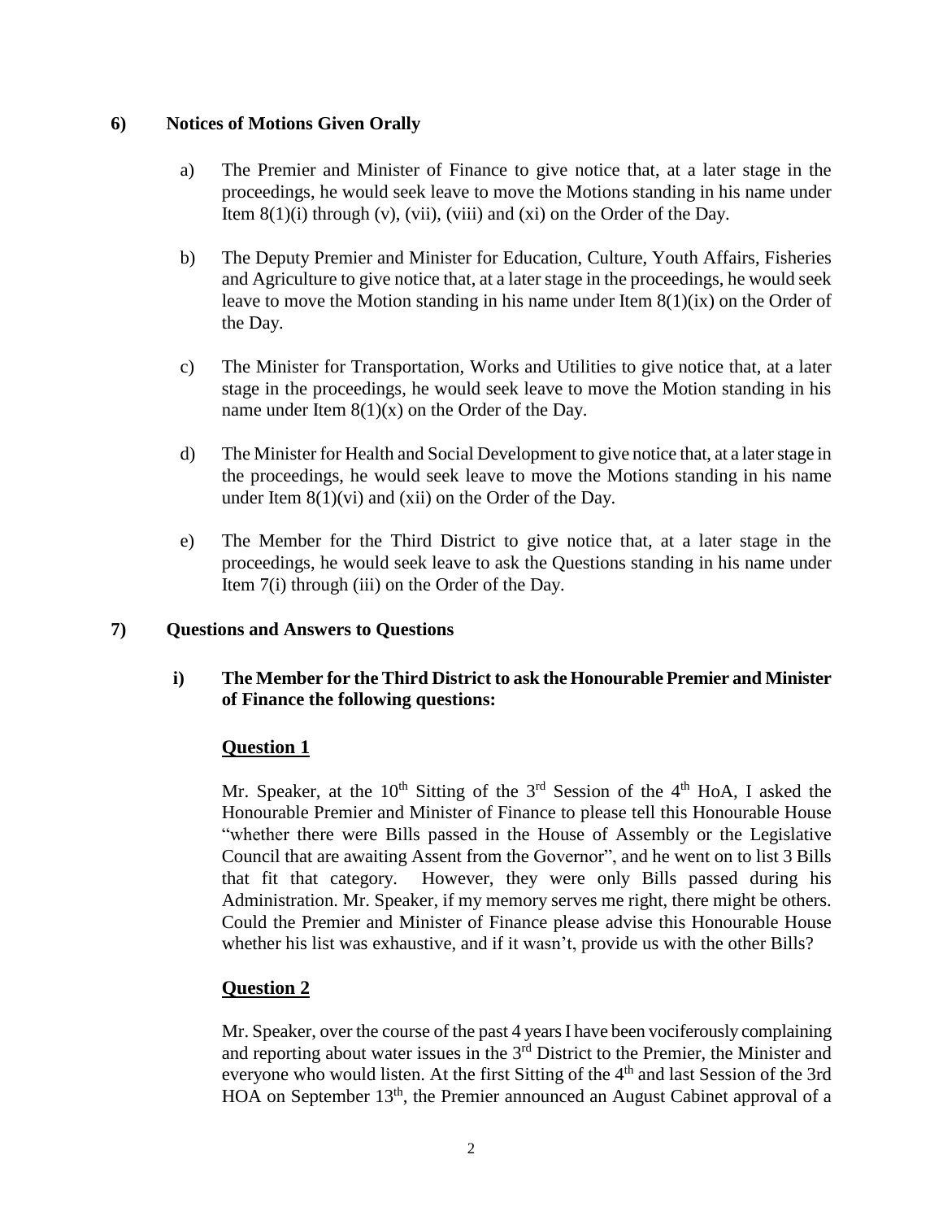## 6) Notices of Motions Given Orally

a) The Premier and Minister of Finance to give notice that, at a later stage in the proceedings, he would seek leave to move the Motions standing in his name under Item 8(1)(i) through (v), (vii), (viii) and (xi) on the Order of the Day.

b) The Deputy Premier and Minister for Education, Culture, Youth Affairs, Fisheries and Agriculture to give notice that, at a later stage in the proceedings, he would seek leave to move the Motion standing in his name under Item 8(1)(ix) on the Order of the Day.

c) The Minister for Transportation, Works and Utilities to give notice that, at a later stage in the proceedings, he would seek leave to move the Motion standing in his name under Item 8(1)(x) on the Order of the Day.

d) The Minister for Health and Social Development to give notice that, at a later stage in the proceedings, he would seek leave to move the Motions standing in his name under Item 8(1)(vi) and (xii) on the Order of the Day.

e) The Member for the Third District to give notice that, at a later stage in the proceedings, he would seek leave to ask the Questions standing in his name under Item 7(i) through (iii) on the Order of the Day.

## 7) Questions and Answers to Questions

### i) The Member for the Third District to ask the Honourable Premier and Minister of Finance the following questions:

**Question 1**

Mr. Speaker, at the 10th Sitting of the 3rd Session of the 4th HoA, I asked the Honourable Premier and Minister of Finance to please tell this Honourable House "whether there were Bills passed in the House of Assembly or the Legislative Council that are awaiting Assent from the Governor", and he went on to list 3 Bills that fit that category. However, they were only Bills passed during his Administration. Mr. Speaker, if my memory serves me right, there might be others. Could the Premier and Minister of Finance please advise this Honourable House whether his list was exhaustive, and if it wasn't, provide us with the other Bills?

**Question 2**

Mr. Speaker, over the course of the past 4 years I have been vociferously complaining and reporting about water issues in the 3rd District to the Premier, the Minister and everyone who would listen. At the first Sitting of the 4th and last Session of the 3rd HOA on September 13th, the Premier announced an August Cabinet approval of a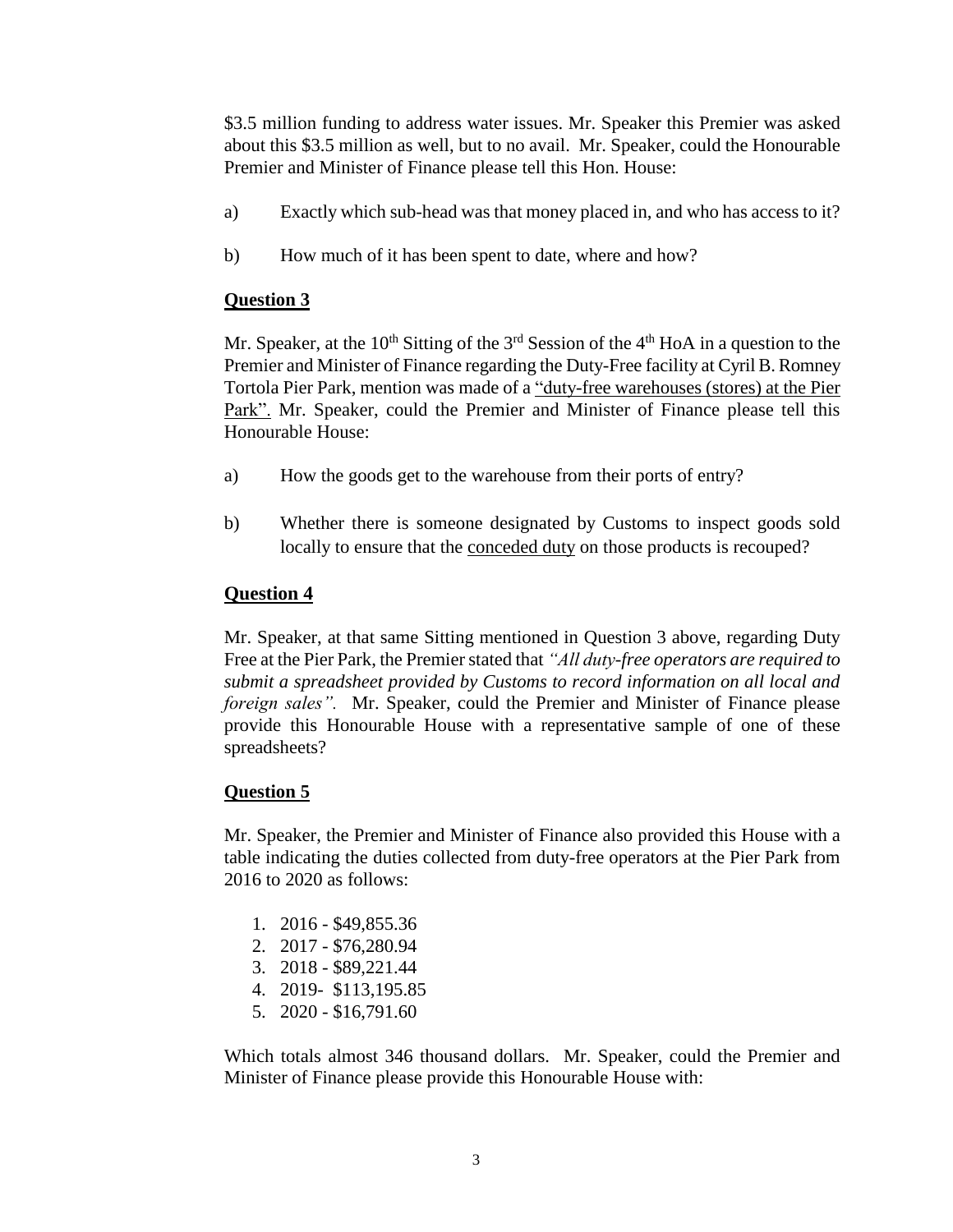$3.5 million funding to address water issues. Mr. Speaker this Premier was asked about this $3.5 million as well, but to no avail. Mr. Speaker, could the Honourable Premier and Minister of Finance please tell this Hon. House:

a) Exactly which sub-head was that money placed in, and who has access to it?

b) How much of it has been spent to date, where and how?

**Question 3**

Mr. Speaker, at the 10th Sitting of the 3rd Session of the 4th HoA in a question to the Premier and Minister of Finance regarding the Duty-Free facility at Cyril B. Romney Tortola Pier Park, mention was made of a "duty-free warehouses (stores) at the Pier Park". Mr. Speaker, could the Premier and Minister of Finance please tell this Honourable House:

a) How the goods get to the warehouse from their ports of entry?

b) Whether there is someone designated by Customs to inspect goods sold locally to ensure that the conceded duty on those products is recouped?

**Question 4**

Mr. Speaker, at that same Sitting mentioned in Question 3 above, regarding Duty Free at the Pier Park, the Premier stated that *"All duty-free operators are required to submit a spreadsheet provided by Customs to record information on all local and foreign sales".* Mr. Speaker, could the Premier and Minister of Finance please provide this Honourable House with a representative sample of one of these spreadsheets?

**Question 5**

Mr. Speaker, the Premier and Minister of Finance also provided this House with a table indicating the duties collected from duty-free operators at the Pier Park from 2016 to 2020 as follows:

1. 2016 - $49,855.36
2. 2017 - $76,280.94
3. 2018 - $89,221.44
4. 2019- $113,195.85
5. 2020 - $16,791.60

Which totals almost 346 thousand dollars. Mr. Speaker, could the Premier and Minister of Finance please provide this Honourable House with: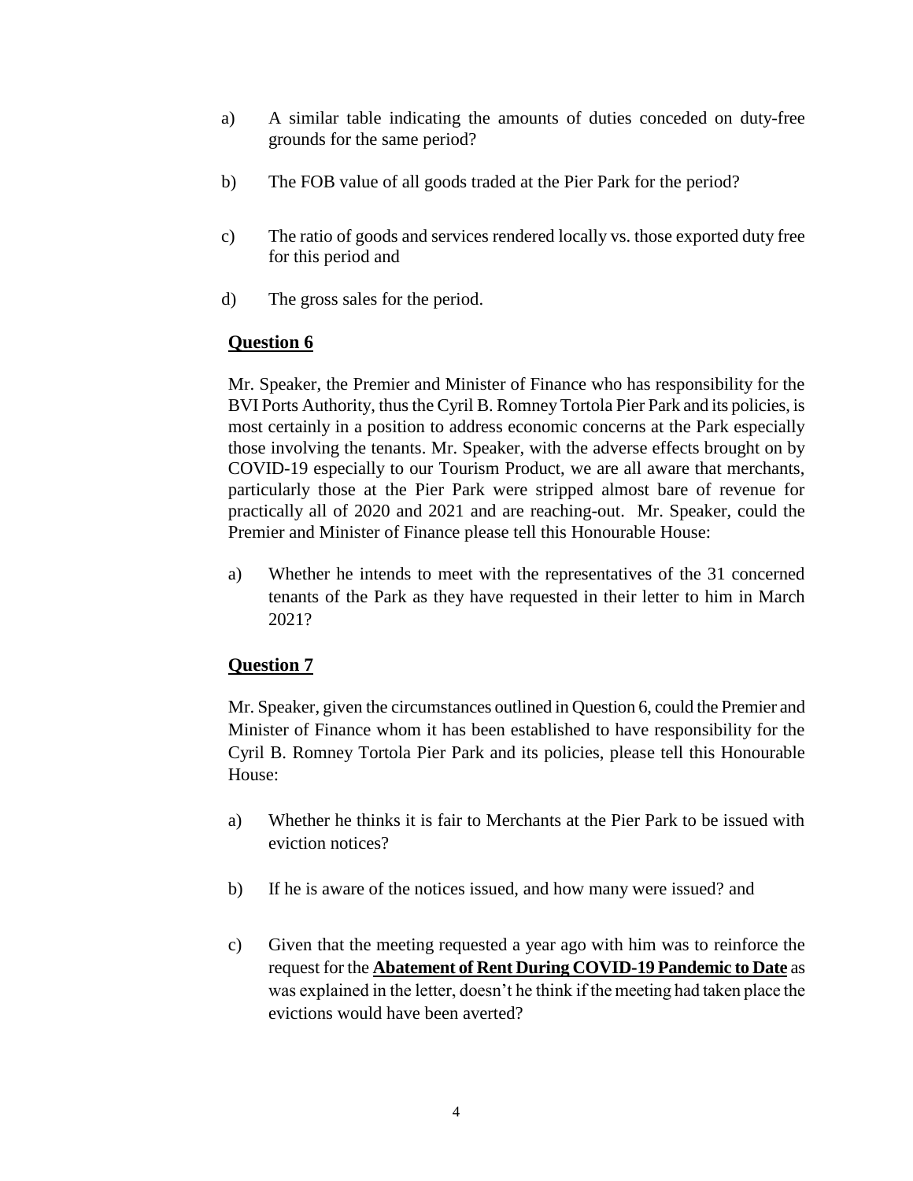a) A similar table indicating the amounts of duties conceded on duty-free grounds for the same period?

b) The FOB value of all goods traded at the Pier Park for the period?

c) The ratio of goods and services rendered locally vs. those exported duty free for this period and

d) The gross sales for the period.

## **Question 6**

Mr. Speaker, the Premier and Minister of Finance who has responsibility for the BVI Ports Authority, thus the Cyril B. Romney Tortola Pier Park and its policies, is most certainly in a position to address economic concerns at the Park especially those involving the tenants. Mr. Speaker, with the adverse effects brought on by COVID-19 especially to our Tourism Product, we are all aware that merchants, particularly those at the Pier Park were stripped almost bare of revenue for practically all of 2020 and 2021 and are reaching-out. Mr. Speaker, could the Premier and Minister of Finance please tell this Honourable House:

a) Whether he intends to meet with the representatives of the 31 concerned tenants of the Park as they have requested in their letter to him in March 2021?

## **Question 7**

Mr. Speaker, given the circumstances outlined in Question 6, could the Premier and Minister of Finance whom it has been established to have responsibility for the Cyril B. Romney Tortola Pier Park and its policies, please tell this Honourable House:

a) Whether he thinks it is fair to Merchants at the Pier Park to be issued with eviction notices?

b) If he is aware of the notices issued, and how many were issued? and

c) Given that the meeting requested a year ago with him was to reinforce the request for the **Abatement of Rent During COVID-19 Pandemic to Date** as was explained in the letter, doesn't he think if the meeting had taken place the evictions would have been averted?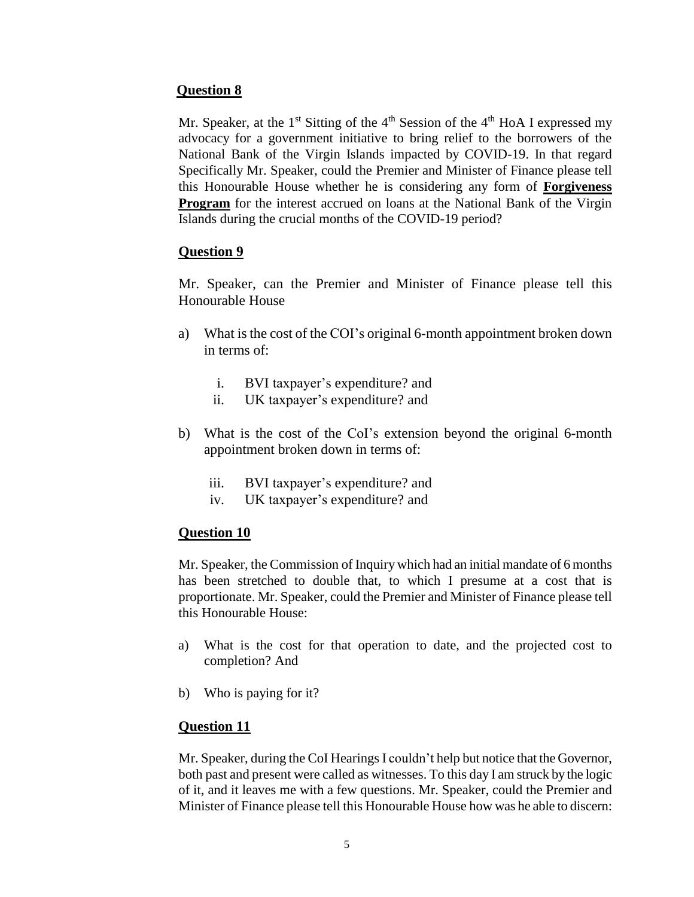**Question 8**

Mr. Speaker, at the 1st Sitting of the 4th Session of the 4th HoA I expressed my advocacy for a government initiative to bring relief to the borrowers of the National Bank of the Virgin Islands impacted by COVID-19. In that regard Specifically Mr. Speaker, could the Premier and Minister of Finance please tell this Honourable House whether he is considering any form of **Forgiveness Program** for the interest accrued on loans at the National Bank of the Virgin Islands during the crucial months of the COVID-19 period?

**Question 9**

Mr. Speaker, can the Premier and Minister of Finance please tell this Honourable House

a) What is the cost of the COI's original 6-month appointment broken down in terms of:

   i. BVI taxpayer's expenditure? and
   ii. UK taxpayer's expenditure? and

b) What is the cost of the CoI's extension beyond the original 6-month appointment broken down in terms of:

   iii. BVI taxpayer's expenditure? and
   iv. UK taxpayer's expenditure? and

**Question 10**

Mr. Speaker, the Commission of Inquiry which had an initial mandate of 6 months has been stretched to double that, to which I presume at a cost that is proportionate. Mr. Speaker, could the Premier and Minister of Finance please tell this Honourable House:

a) What is the cost for that operation to date, and the projected cost to completion? And

b) Who is paying for it?

**Question 11**

Mr. Speaker, during the CoI Hearings I couldn't help but notice that the Governor, both past and present were called as witnesses. To this day I am struck by the logic of it, and it leaves me with a few questions. Mr. Speaker, could the Premier and Minister of Finance please tell this Honourable House how was he able to discern: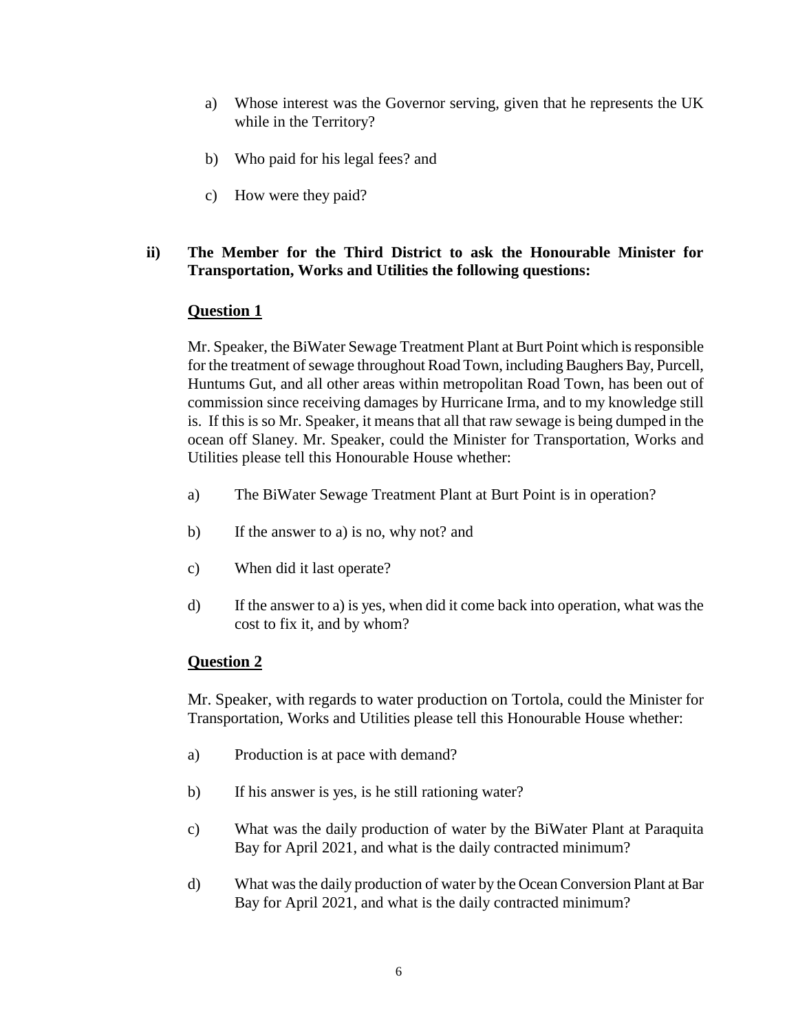a) Whose interest was the Governor serving, given that he represents the UK while in the Territory?

b) Who paid for his legal fees? and

c) How were they paid?

**ii) The Member for the Third District to ask the Honourable Minister for Transportation, Works and Utilities the following questions:**

**Question 1**

Mr. Speaker, the BiWater Sewage Treatment Plant at Burt Point which is responsible for the treatment of sewage throughout Road Town, including Baughers Bay, Purcell, Huntums Gut, and all other areas within metropolitan Road Town, has been out of commission since receiving damages by Hurricane Irma, and to my knowledge still is. If this is so Mr. Speaker, it means that all that raw sewage is being dumped in the ocean off Slaney. Mr. Speaker, could the Minister for Transportation, Works and Utilities please tell this Honourable House whether:

a) The BiWater Sewage Treatment Plant at Burt Point is in operation?

b) If the answer to a) is no, why not? and

c) When did it last operate?

d) If the answer to a) is yes, when did it come back into operation, what was the cost to fix it, and by whom?

**Question 2**

Mr. Speaker, with regards to water production on Tortola, could the Minister for Transportation, Works and Utilities please tell this Honourable House whether:

a) Production is at pace with demand?

b) If his answer is yes, is he still rationing water?

c) What was the daily production of water by the BiWater Plant at Paraquita Bay for April 2021, and what is the daily contracted minimum?

d) What was the daily production of water by the Ocean Conversion Plant at Bar Bay for April 2021, and what is the daily contracted minimum?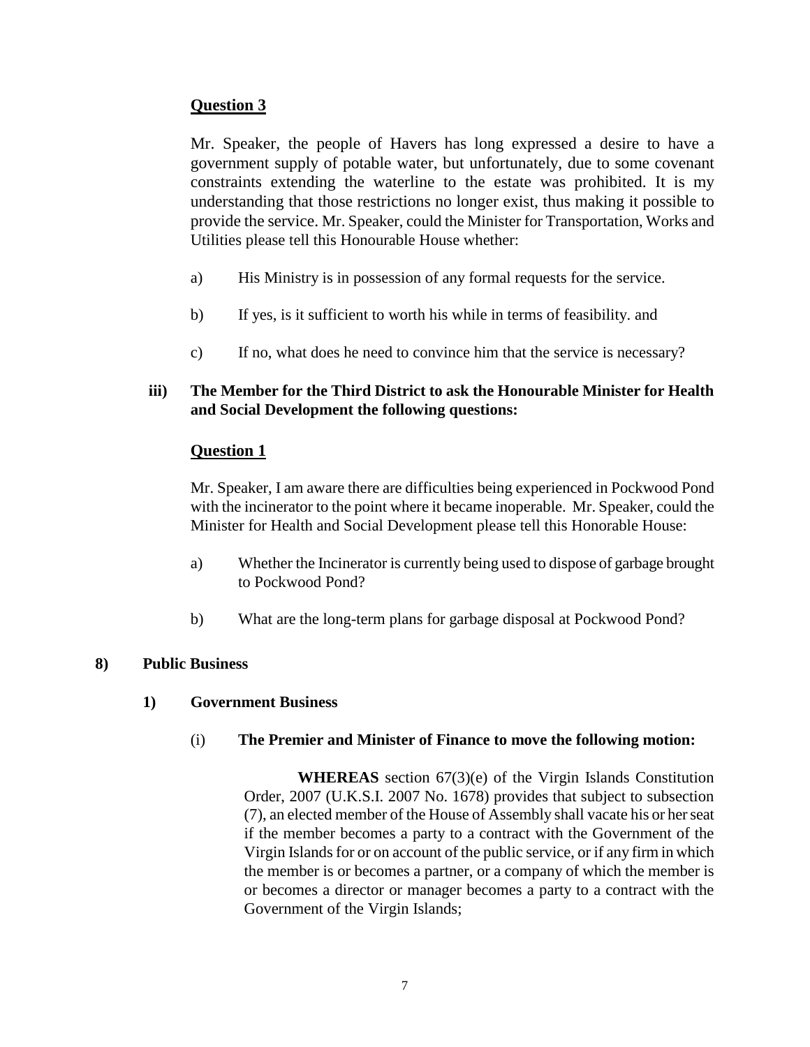### Question 3

Mr. Speaker, the people of Havers has long expressed a desire to have a government supply of potable water, but unfortunately, due to some covenant constraints extending the waterline to the estate was prohibited. It is my understanding that those restrictions no longer exist, thus making it possible to provide the service. Mr. Speaker, could the Minister for Transportation, Works and Utilities please tell this Honourable House whether:

a) His Ministry is in possession of any formal requests for the service.

b) If yes, is it sufficient to worth his while in terms of feasibility. and

c) If no, what does he need to convince him that the service is necessary?

**iii) The Member for the Third District to ask the Honourable Minister for Health and Social Development the following questions:**

### Question 1

Mr. Speaker, I am aware there are difficulties being experienced in Pockwood Pond with the incinerator to the point where it became inoperable. Mr. Speaker, could the Minister for Health and Social Development please tell this Honorable House:

a) Whether the Incinerator is currently being used to dispose of garbage brought to Pockwood Pond?

b) What are the long-term plans for garbage disposal at Pockwood Pond?

**8) Public Business**

**1) Government Business**

(i) **The Premier and Minister of Finance to move the following motion:**

**WHEREAS** section 67(3)(e) of the Virgin Islands Constitution Order, 2007 (U.K.S.I. 2007 No. 1678) provides that subject to subsection (7), an elected member of the House of Assembly shall vacate his or her seat if the member becomes a party to a contract with the Government of the Virgin Islands for or on account of the public service, or if any firm in which the member is or becomes a partner, or a company of which the member is or becomes a director or manager becomes a party to a contract with the Government of the Virgin Islands;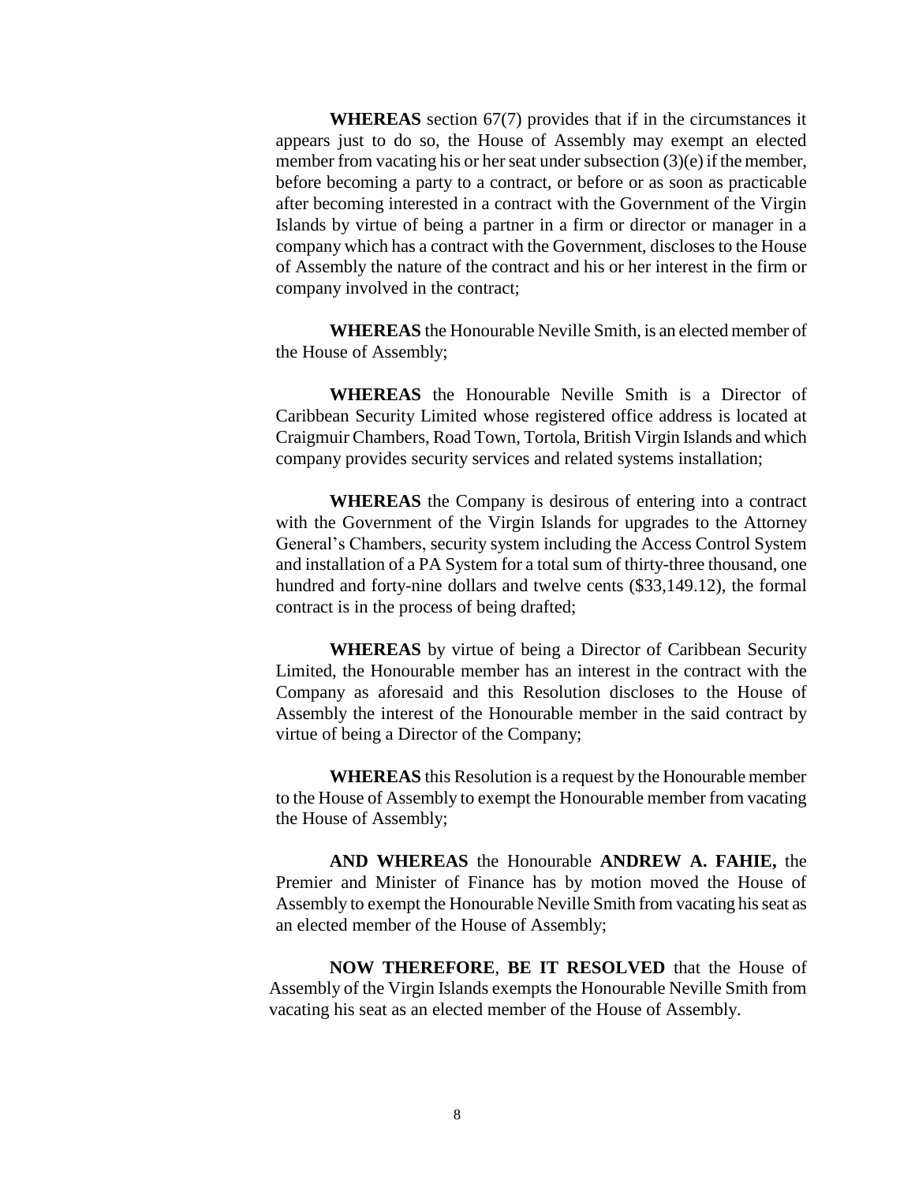**WHEREAS** section 67(7) provides that if in the circumstances it appears just to do so, the House of Assembly may exempt an elected member from vacating his or her seat under subsection (3)(e) if the member, before becoming a party to a contract, or before or as soon as practicable after becoming interested in a contract with the Government of the Virgin Islands by virtue of being a partner in a firm or director or manager in a company which has a contract with the Government, discloses to the House of Assembly the nature of the contract and his or her interest in the firm or company involved in the contract;

**WHEREAS** the Honourable Neville Smith, is an elected member of the House of Assembly;

**WHEREAS** the Honourable Neville Smith is a Director of Caribbean Security Limited whose registered office address is located at Craigmuir Chambers, Road Town, Tortola, British Virgin Islands and which company provides security services and related systems installation;

**WHEREAS** the Company is desirous of entering into a contract with the Government of the Virgin Islands for upgrades to the Attorney General's Chambers, security system including the Access Control System and installation of a PA System for a total sum of thirty-three thousand, one hundred and forty-nine dollars and twelve cents ($33,149.12), the formal contract is in the process of being drafted;

**WHEREAS** by virtue of being a Director of Caribbean Security Limited, the Honourable member has an interest in the contract with the Company as aforesaid and this Resolution discloses to the House of Assembly the interest of the Honourable member in the said contract by virtue of being a Director of the Company;

**WHEREAS** this Resolution is a request by the Honourable member to the House of Assembly to exempt the Honourable member from vacating the House of Assembly;

**AND WHEREAS** the Honourable **ANDREW A. FAHIE,** the Premier and Minister of Finance has by motion moved the House of Assembly to exempt the Honourable Neville Smith from vacating his seat as an elected member of the House of Assembly;

**NOW THEREFORE**, **BE IT RESOLVED** that the House of Assembly of the Virgin Islands exempts the Honourable Neville Smith from vacating his seat as an elected member of the House of Assembly.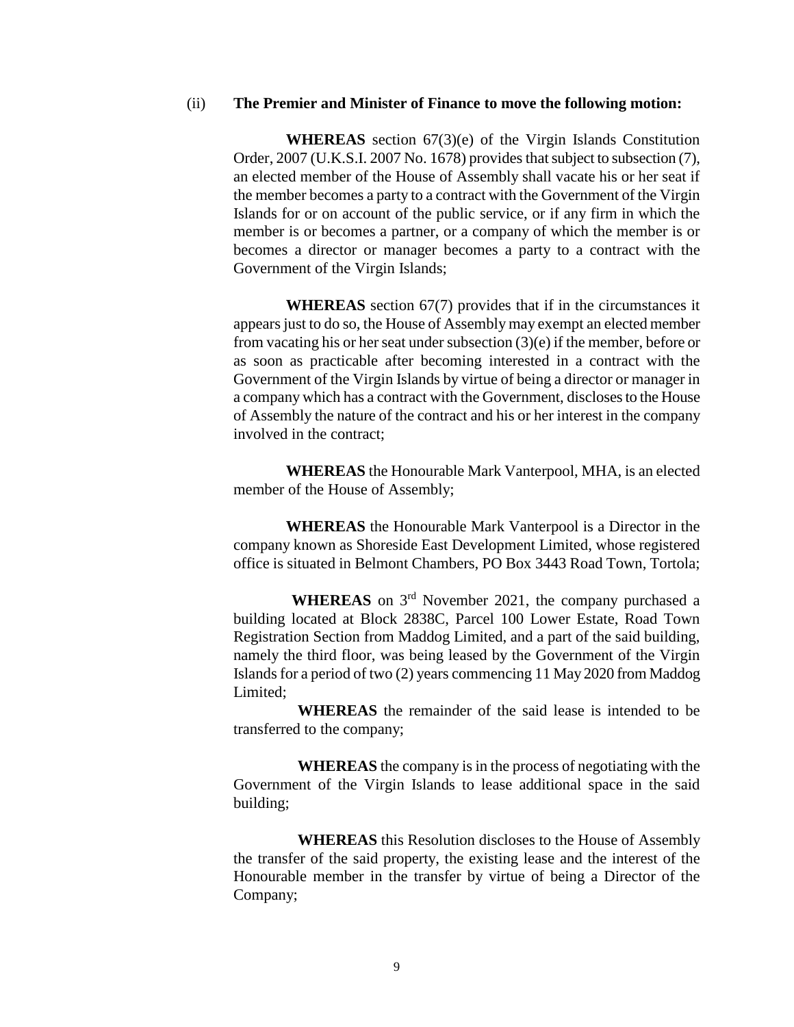(ii) **The Premier and Minister of Finance to move the following motion:**

**WHEREAS** section 67(3)(e) of the Virgin Islands Constitution Order, 2007 (U.K.S.I. 2007 No. 1678) provides that subject to subsection (7), an elected member of the House of Assembly shall vacate his or her seat if the member becomes a party to a contract with the Government of the Virgin Islands for or on account of the public service, or if any firm in which the member is or becomes a partner, or a company of which the member is or becomes a director or manager becomes a party to a contract with the Government of the Virgin Islands;

**WHEREAS** section 67(7) provides that if in the circumstances it appears just to do so, the House of Assembly may exempt an elected member from vacating his or her seat under subsection (3)(e) if the member, before or as soon as practicable after becoming interested in a contract with the Government of the Virgin Islands by virtue of being a director or manager in a company which has a contract with the Government, discloses to the House of Assembly the nature of the contract and his or her interest in the company involved in the contract;

**WHEREAS** the Honourable Mark Vanterpool, MHA, is an elected member of the House of Assembly;

**WHEREAS** the Honourable Mark Vanterpool is a Director in the company known as Shoreside East Development Limited, whose registered office is situated in Belmont Chambers, PO Box 3443 Road Town, Tortola;

**WHEREAS** on 3rd November 2021, the company purchased a building located at Block 2838C, Parcel 100 Lower Estate, Road Town Registration Section from Maddog Limited, and a part of the said building, namely the third floor, was being leased by the Government of the Virgin Islands for a period of two (2) years commencing 11 May 2020 from Maddog Limited;

**WHEREAS** the remainder of the said lease is intended to be transferred to the company;

**WHEREAS** the company is in the process of negotiating with the Government of the Virgin Islands to lease additional space in the said building;

**WHEREAS** this Resolution discloses to the House of Assembly the transfer of the said property, the existing lease and the interest of the Honourable member in the transfer by virtue of being a Director of the Company;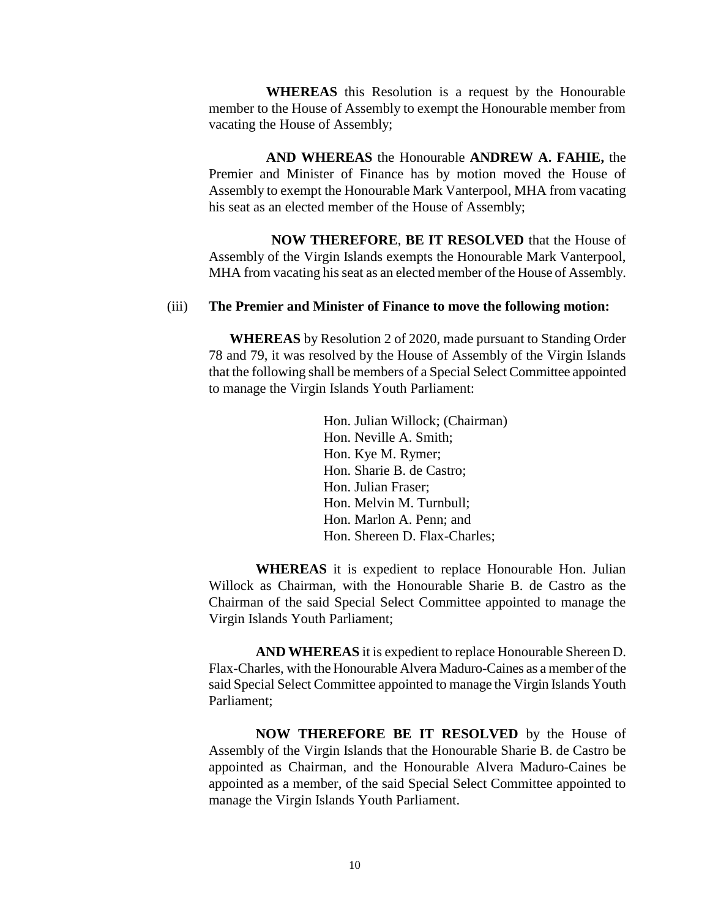**WHEREAS** this Resolution is a request by the Honourable member to the House of Assembly to exempt the Honourable member from vacating the House of Assembly;

**AND WHEREAS** the Honourable **ANDREW A. FAHIE,** the Premier and Minister of Finance has by motion moved the House of Assembly to exempt the Honourable Mark Vanterpool, MHA from vacating his seat as an elected member of the House of Assembly;

**NOW THEREFORE**, **BE IT RESOLVED** that the House of Assembly of the Virgin Islands exempts the Honourable Mark Vanterpool, MHA from vacating his seat as an elected member of the House of Assembly.

(iii) **The Premier and Minister of Finance to move the following motion:**

**WHEREAS** by Resolution 2 of 2020, made pursuant to Standing Order 78 and 79, it was resolved by the House of Assembly of the Virgin Islands that the following shall be members of a Special Select Committee appointed to manage the Virgin Islands Youth Parliament:

Hon. Julian Willock; (Chairman)
Hon. Neville A. Smith;
Hon. Kye M. Rymer;
Hon. Sharie B. de Castro;
Hon. Julian Fraser;
Hon. Melvin M. Turnbull;
Hon. Marlon A. Penn; and
Hon. Shereen D. Flax-Charles;

**WHEREAS** it is expedient to replace Honourable Hon. Julian Willock as Chairman, with the Honourable Sharie B. de Castro as the Chairman of the said Special Select Committee appointed to manage the Virgin Islands Youth Parliament;

**AND WHEREAS** it is expedient to replace Honourable Shereen D. Flax-Charles, with the Honourable Alvera Maduro-Caines as a member of the said Special Select Committee appointed to manage the Virgin Islands Youth Parliament;

**NOW THEREFORE BE IT RESOLVED** by the House of Assembly of the Virgin Islands that the Honourable Sharie B. de Castro be appointed as Chairman, and the Honourable Alvera Maduro-Caines be appointed as a member, of the said Special Select Committee appointed to manage the Virgin Islands Youth Parliament.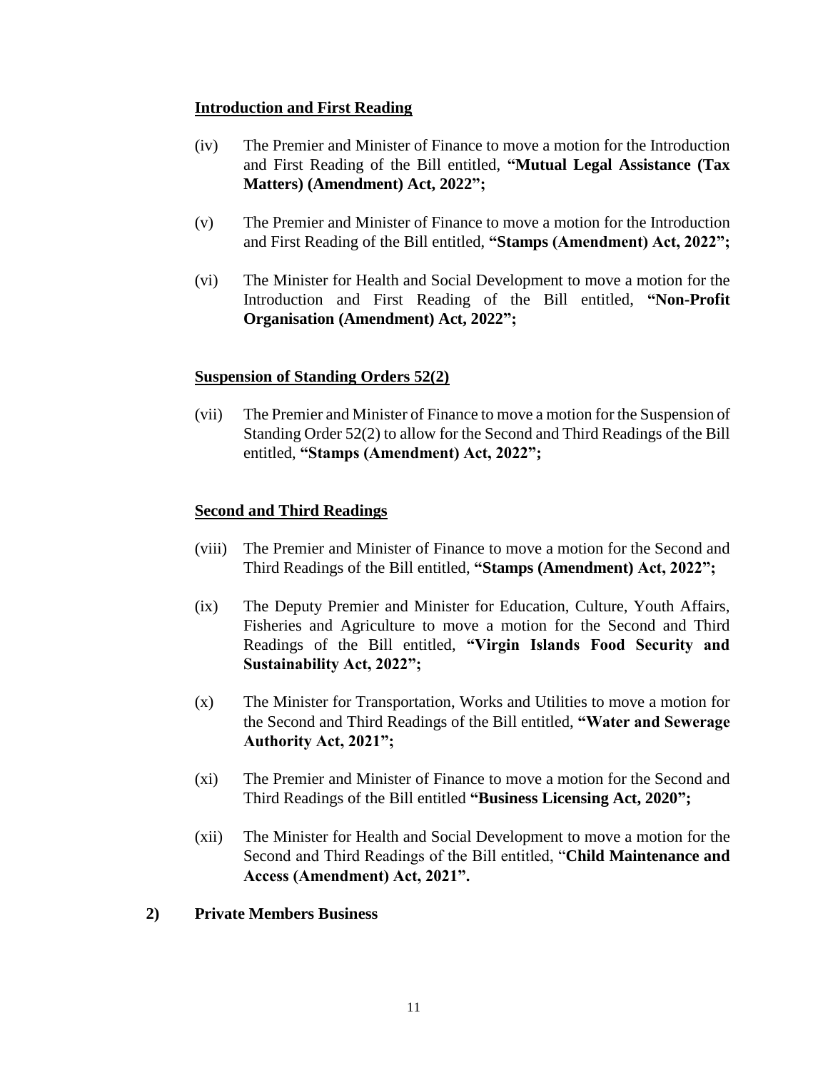**Introduction and First Reading**

(iv) The Premier and Minister of Finance to move a motion for the Introduction and First Reading of the Bill entitled, **"Mutual Legal Assistance (Tax Matters) (Amendment) Act, 2022";**

(v) The Premier and Minister of Finance to move a motion for the Introduction and First Reading of the Bill entitled, **"Stamps (Amendment) Act, 2022";**

(vi) The Minister for Health and Social Development to move a motion for the Introduction and First Reading of the Bill entitled, **"Non-Profit Organisation (Amendment) Act, 2022";**

**Suspension of Standing Orders 52(2)**

(vii) The Premier and Minister of Finance to move a motion for the Suspension of Standing Order 52(2) to allow for the Second and Third Readings of the Bill entitled, **"Stamps (Amendment) Act, 2022";**

**Second and Third Readings**

(viii) The Premier and Minister of Finance to move a motion for the Second and Third Readings of the Bill entitled, **"Stamps (Amendment) Act, 2022";**

(ix) The Deputy Premier and Minister for Education, Culture, Youth Affairs, Fisheries and Agriculture to move a motion for the Second and Third Readings of the Bill entitled, **"Virgin Islands Food Security and Sustainability Act, 2022";**

(x) The Minister for Transportation, Works and Utilities to move a motion for the Second and Third Readings of the Bill entitled, **"Water and Sewerage Authority Act, 2021";**

(xi) The Premier and Minister of Finance to move a motion for the Second and Third Readings of the Bill entitled **"Business Licensing Act, 2020";**

(xii) The Minister for Health and Social Development to move a motion for the Second and Third Readings of the Bill entitled, "**Child Maintenance and Access (Amendment) Act, 2021".**

**2) Private Members Business**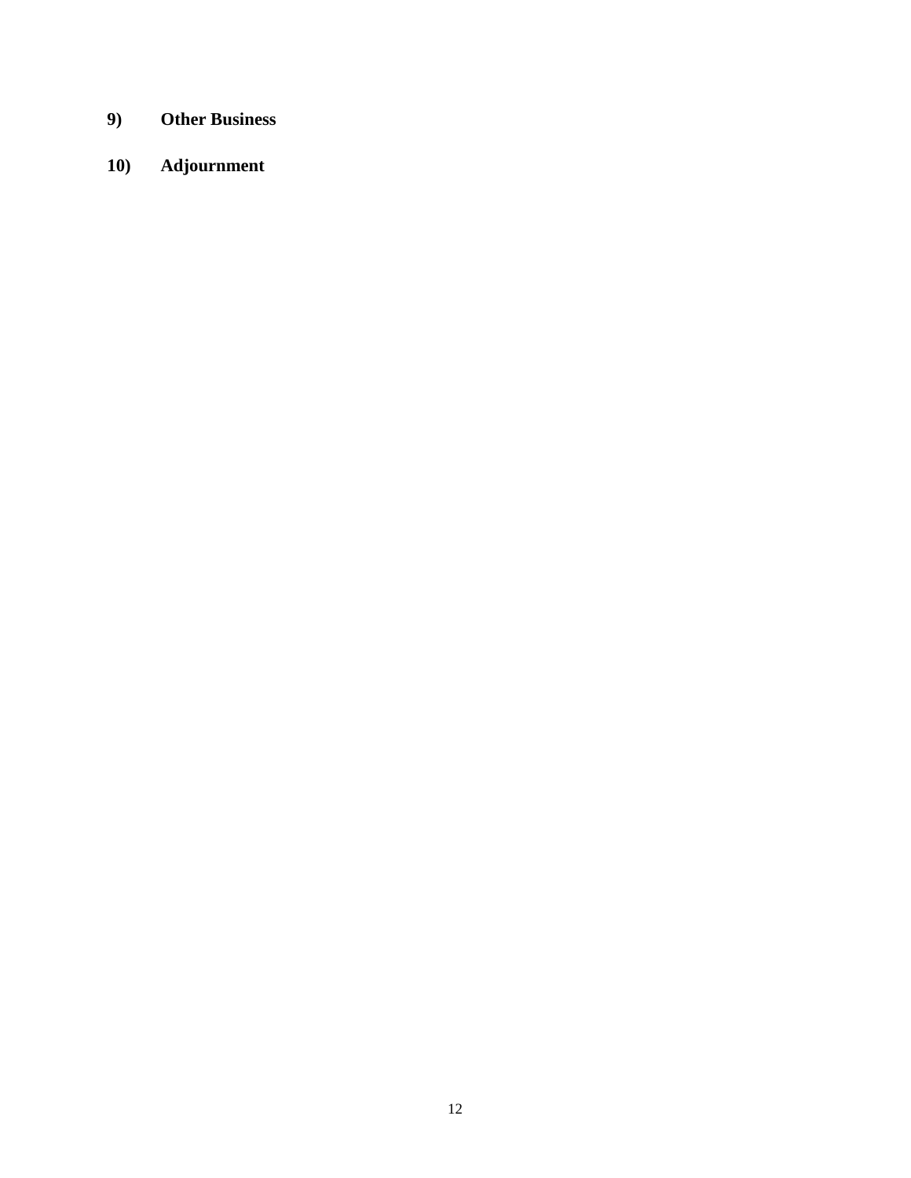**9) Other Business**

**10) Adjournment**